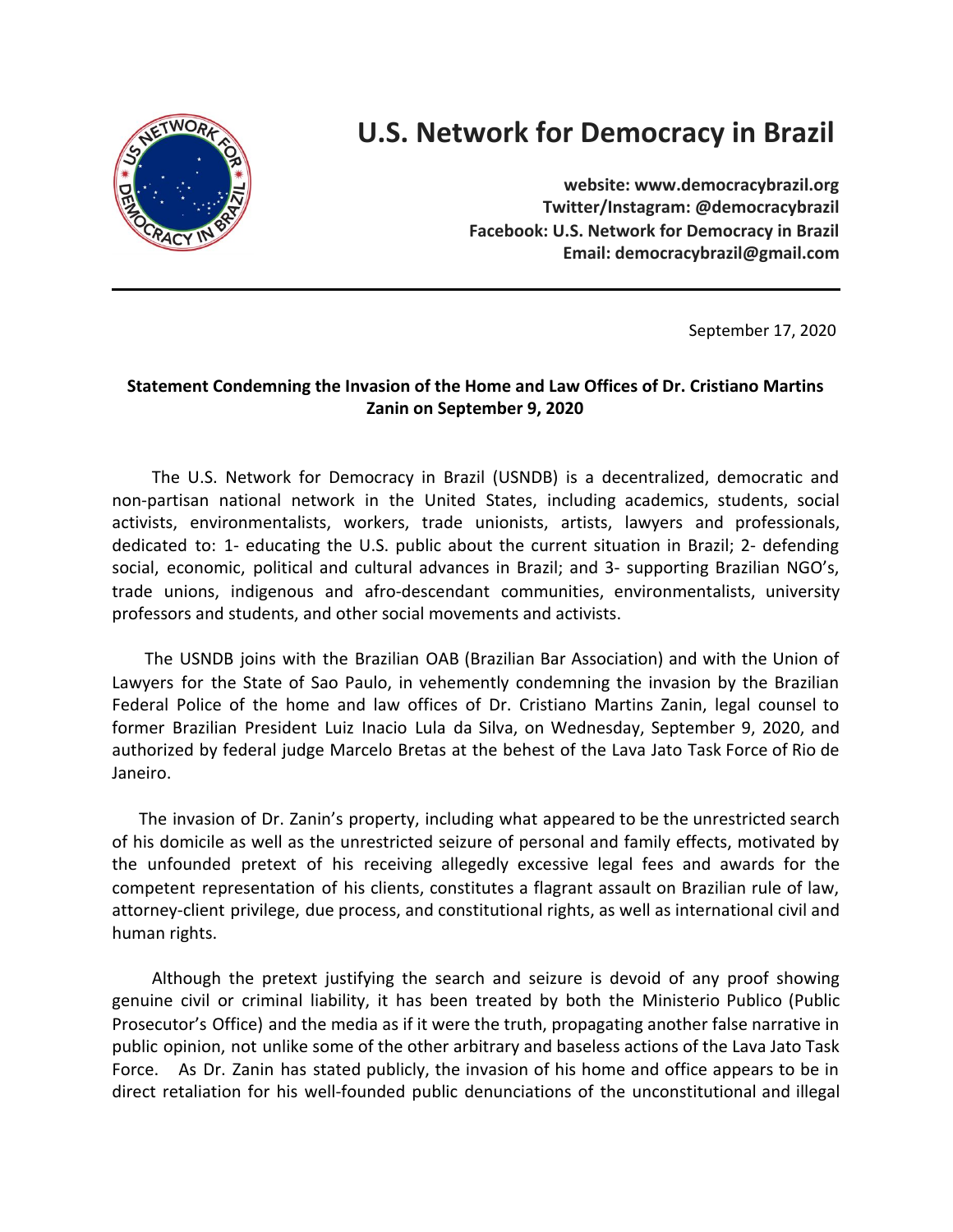# U.S. Network for Democracy in Brazil

**website: www.democracybrazil.org**
**Twitter/Instagram: @democracybrazil**
**Facebook: U.S. Network for Democracy in Brazil**
**Email: democracybrazil@gmail.com**

---

September 17, 2020

**Statement Condemning the Invasion of the Home and Law Offices of Dr. Cristiano Martins Zanin on September 9, 2020**

The U.S. Network for Democracy in Brazil (USNDB) is a decentralized, democratic and non-partisan national network in the United States, including academics, students, social activists, environmentalists, workers, trade unionists, artists, lawyers and professionals, dedicated to: 1- educating the U.S. public about the current situation in Brazil; 2- defending social, economic, political and cultural advances in Brazil; and 3- supporting Brazilian NGO's, trade unions, indigenous and afro-descendant communities, environmentalists, university professors and students, and other social movements and activists.

The USNDB joins with the Brazilian OAB (Brazilian Bar Association) and with the Union of Lawyers for the State of Sao Paulo, in vehemently condemning the invasion by the Brazilian Federal Police of the home and law offices of Dr. Cristiano Martins Zanin, legal counsel to former Brazilian President Luiz Inacio Lula da Silva, on Wednesday, September 9, 2020, and authorized by federal judge Marcelo Bretas at the behest of the Lava Jato Task Force of Rio de Janeiro.

The invasion of Dr. Zanin's property, including what appeared to be the unrestricted search of his domicile as well as the unrestricted seizure of personal and family effects, motivated by the unfounded pretext of his receiving allegedly excessive legal fees and awards for the competent representation of his clients, constitutes a flagrant assault on Brazilian rule of law, attorney-client privilege, due process, and constitutional rights, as well as international civil and human rights.

Although the pretext justifying the search and seizure is devoid of any proof showing genuine civil or criminal liability, it has been treated by both the Ministerio Publico (Public Prosecutor's Office) and the media as if it were the truth, propagating another false narrative in public opinion, not unlike some of the other arbitrary and baseless actions of the Lava Jato Task Force. As Dr. Zanin has stated publicly, the invasion of his home and office appears to be in direct retaliation for his well-founded public denunciations of the unconstitutional and illegal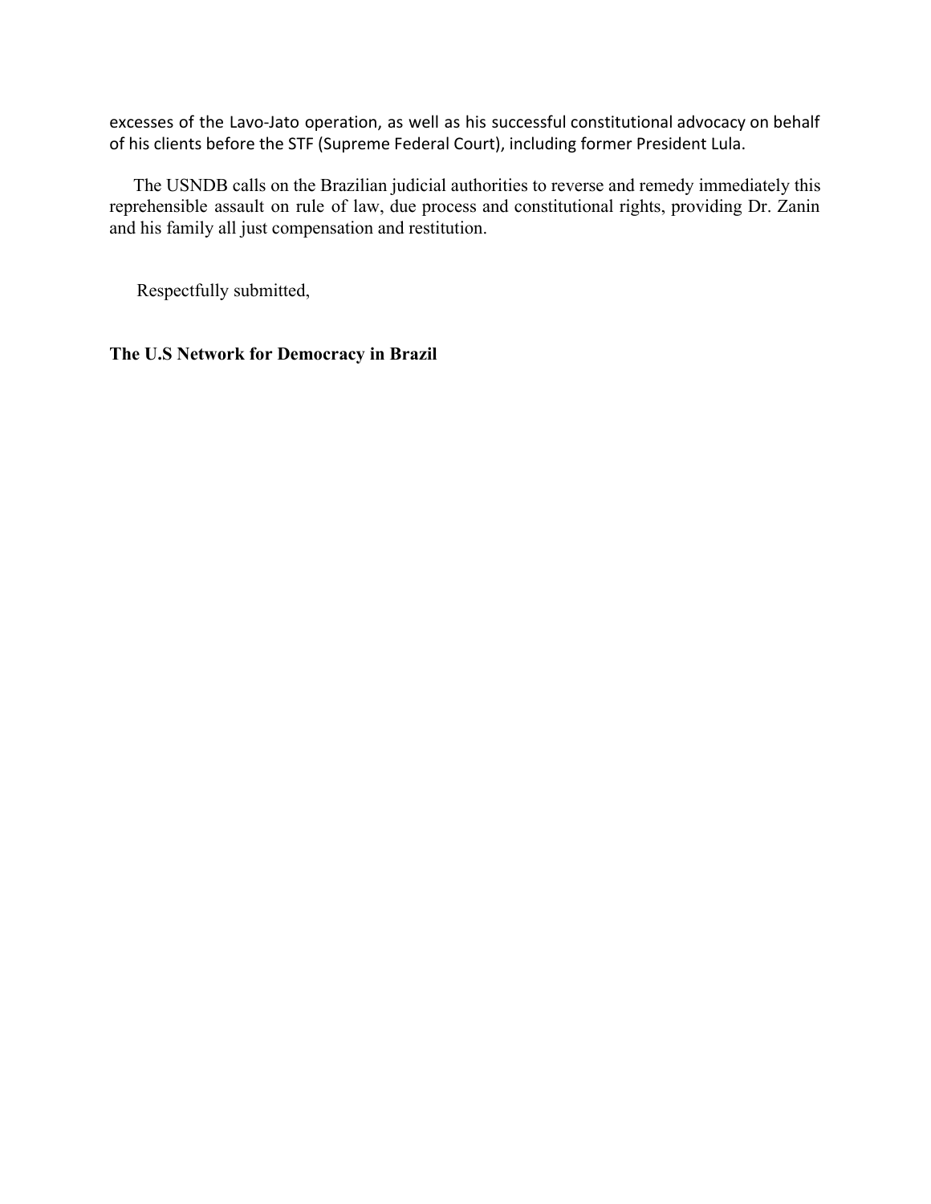excesses of the Lavo-Jato operation, as well as his successful constitutional advocacy on behalf of his clients before the STF (Supreme Federal Court), including former President Lula.

The USNDB calls on the Brazilian judicial authorities to reverse and remedy immediately this reprehensible assault on rule of law, due process and constitutional rights, providing Dr. Zanin and his family all just compensation and restitution.

Respectfully submitted,

**The U.S Network for Democracy in Brazil**